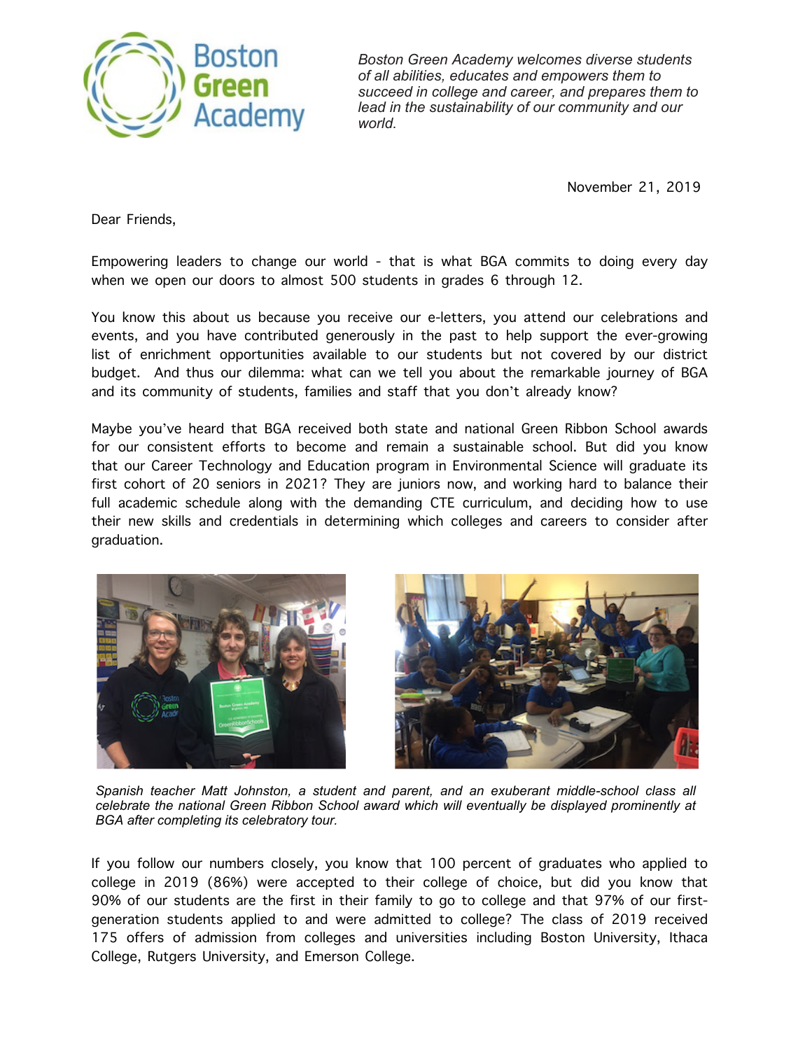*Boston Green Academy welcomes diverse students of all abilities, educates and empowers them to succeed in college and career, and prepares them to lead in the sustainability of our community and our world.*

November 21, 2019

Dear Friends,

Empowering leaders to change our world - that is what BGA commits to doing every day when we open our doors to almost 500 students in grades 6 through 12.

You know this about us because you receive our e-letters, you attend our celebrations and events, and you have contributed generously in the past to help support the ever-growing list of enrichment opportunities available to our students but not covered by our district budget. And thus our dilemma: what can we tell you about the remarkable journey of BGA and its community of students, families and staff that you don't already know?

Maybe you've heard that BGA received both state and national Green Ribbon School awards for our consistent efforts to become and remain a sustainable school. But did you know that our Career Technology and Education program in Environmental Science will graduate its first cohort of 20 seniors in 2021? They are juniors now, and working hard to balance their full academic schedule along with the demanding CTE curriculum, and deciding how to use their new skills and credentials in determining which colleges and careers to consider after graduation.

*Spanish teacher Matt Johnston, a student and parent, and an exuberant middle-school class all celebrate the national Green Ribbon School award which will eventually be displayed prominently at BGA after completing its celebratory tour.*

If you follow our numbers closely, you know that 100 percent of graduates who applied to college in 2019 (86%) were accepted to their college of choice, but did you know that 90% of our students are the first in their family to go to college and that 97% of our first-generation students applied to and were admitted to college? The class of 2019 received 175 offers of admission from colleges and universities including Boston University, Ithaca College, Rutgers University, and Emerson College.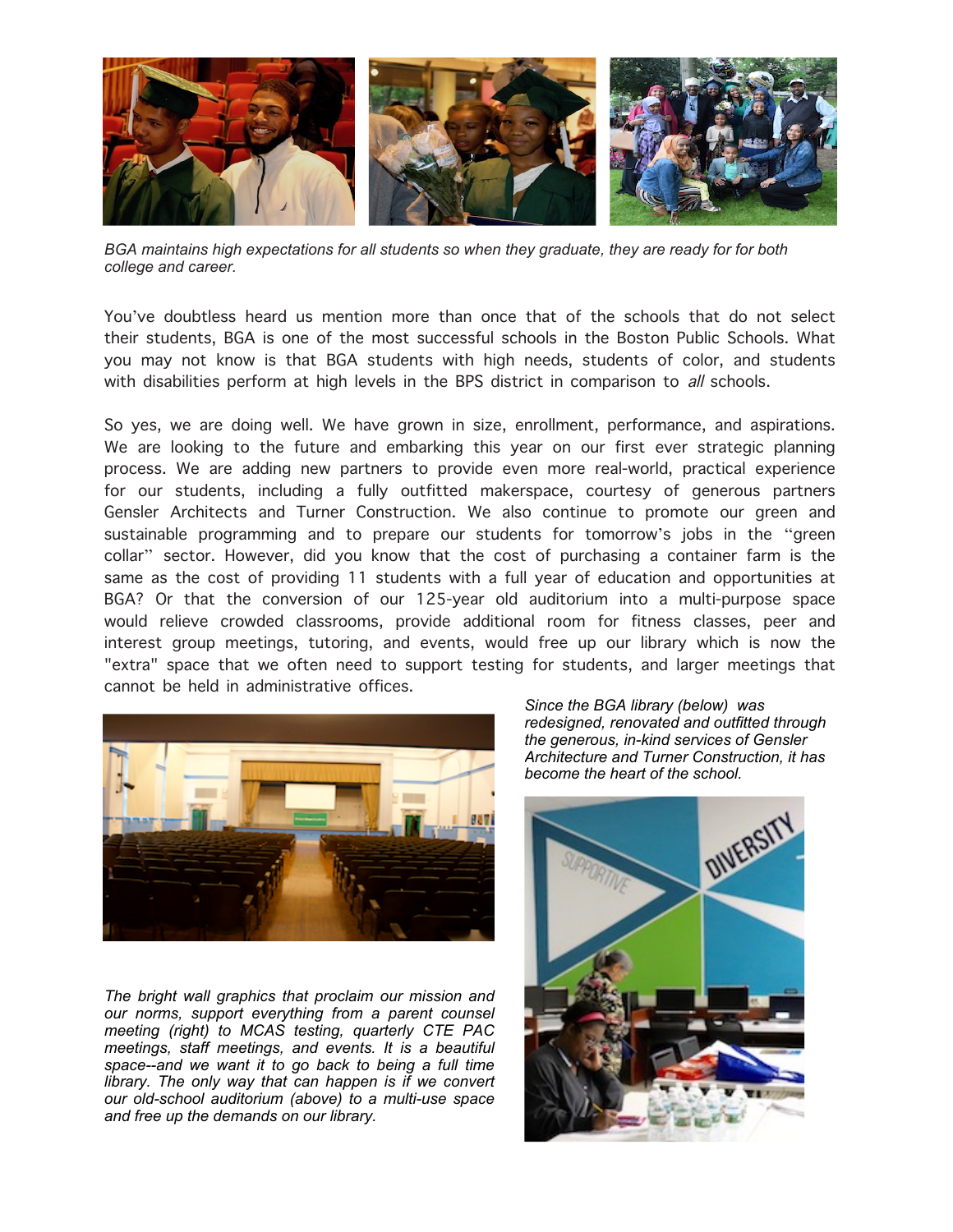*BGA maintains high expectations for all students so when they graduate, they are ready for for both college and career.*

You've doubtless heard us mention more than once that of the schools that do not select their students, BGA is one of the most successful schools in the Boston Public Schools. What you may not know is that BGA students with high needs, students of color, and students with disabilities perform at high levels in the BPS district in comparison to *all* schools.

So yes, we are doing well. We have grown in size, enrollment, performance, and aspirations. We are looking to the future and embarking this year on our first ever strategic planning process. We are adding new partners to provide even more real-world, practical experience for our students, including a fully outfitted makerspace, courtesy of generous partners Gensler Architects and Turner Construction. We also continue to promote our green and sustainable programming and to prepare our students for tomorrow's jobs in the "green collar" sector. However, did you know that the cost of purchasing a container farm is the same as the cost of providing 11 students with a full year of education and opportunities at BGA? Or that the conversion of our 125-year old auditorium into a multi-purpose space would relieve crowded classrooms, provide additional room for fitness classes, peer and interest group meetings, tutoring, and events, would free up our library which is now the "extra" space that we often need to support testing for students, and larger meetings that cannot be held in administrative offices.

*Since the BGA library (below) was redesigned, renovated and outfitted through the generous, in-kind services of Gensler Architecture and Turner Construction, it has become the heart of the school.*

*The bright wall graphics that proclaim our mission and our norms, support everything from a parent counsel meeting (right) to MCAS testing, quarterly CTE PAC meetings, staff meetings, and events. It is a beautiful space--and we want it to go back to being a full time library. The only way that can happen is if we convert our old-school auditorium (above) to a multi-use space and free up the demands on our library.*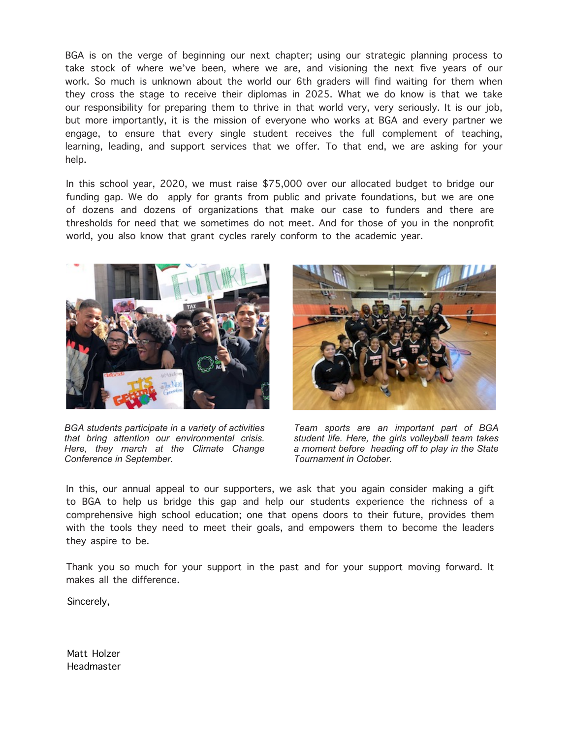BGA is on the verge of beginning our next chapter; using our strategic planning process to take stock of where we've been, where we are, and visioning the next five years of our work. So much is unknown about the world our 6th graders will find waiting for them when they cross the stage to receive their diplomas in 2025. What we do know is that we take our responsibility for preparing them to thrive in that world very, very seriously. It is our job, but more importantly, it is the mission of everyone who works at BGA and every partner we engage, to ensure that every single student receives the full complement of teaching, learning, leading, and support services that we offer. To that end, we are asking for your help.

In this school year, 2020, we must raise $75,000 over our allocated budget to bridge our funding gap. We do apply for grants from public and private foundations, but we are one of dozens and dozens of organizations that make our case to funders and there are thresholds for need that we sometimes do not meet. And for those of you in the nonprofit world, you also know that grant cycles rarely conform to the academic year.

*BGA students participate in a variety of activities that bring attention our environmental crisis. Here, they march at the Climate Change Conference in September.*

*Team sports are an important part of BGA student life. Here, the girls volleyball team takes a moment before heading off to play in the State Tournament in October.*

In this, our annual appeal to our supporters, we ask that you again consider making a gift to BGA to help us bridge this gap and help our students experience the richness of a comprehensive high school education; one that opens doors to their future, provides them with the tools they need to meet their goals, and empowers them to become the leaders they aspire to be.

Thank you so much for your support in the past and for your support moving forward. It makes all the difference.

Sincerely,

Matt Holzer
Headmaster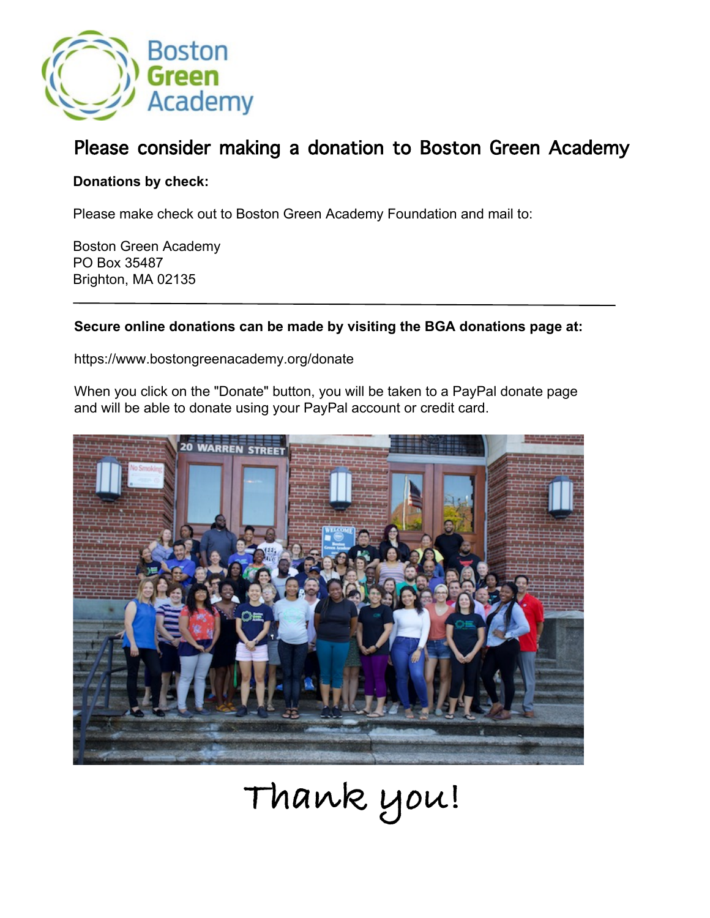Boston Green Academy

# Please consider making a donation to Boston Green Academy

**Donations by check:**

Please make check out to Boston Green Academy Foundation and mail to:

Boston Green Academy  
PO Box 35487  
Brighton, MA 02135

---

**Secure online donations can be made by visiting the BGA donations page at:**

https://www.bostongreenacademy.org/donate

When you click on the "Donate" button, you will be taken to a PayPal donate page and will be able to donate using your PayPal account or credit card.

Thank you!